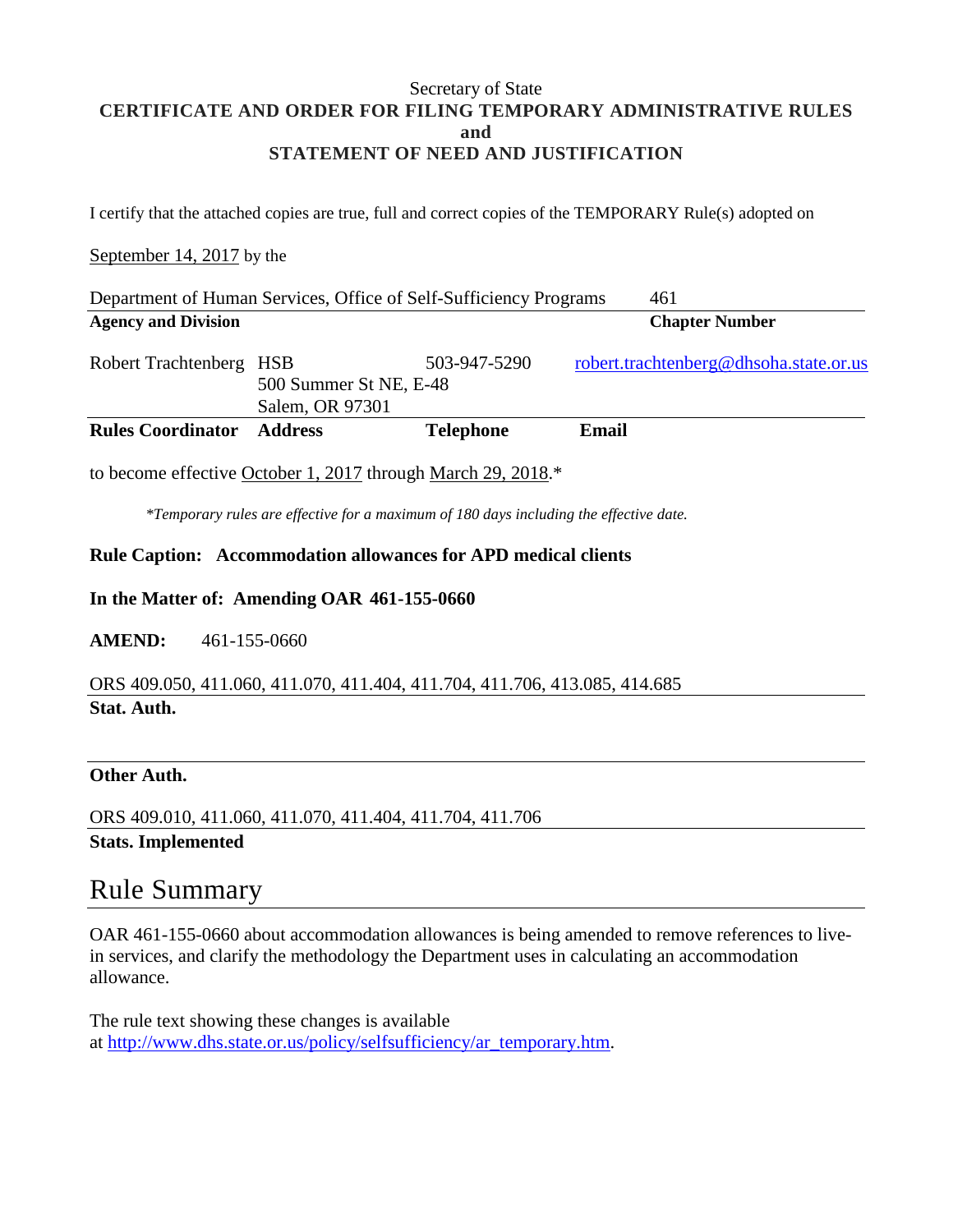Secretary of State

**CERTIFICATE AND ORDER FOR FILING TEMPORARY ADMINISTRATIVE RULES**
**and**
**STATEMENT OF NEED AND JUSTIFICATION**

I certify that the attached copies are true, full and correct copies of the TEMPORARY Rule(s) adopted on

September 14, 2017 by the

| Department of Human Services, Office of Self-Sufficiency Programs | 461 |
|---|---|
| **Agency and Division** | **Chapter Number** |

| Robert Trachtenberg | HSB<br>500 Summer St NE, E-48<br>Salem, OR 97301 | 503-947-5290 | robert.trachtenberg@dhsoha.state.or.us |
|---|---|---|---|
| **Rules Coordinator** | **Address** | **Telephone** | **Email** |

to become effective October 1, 2017 through March 29, 2018.*

*\*Temporary rules are effective for a maximum of 180 days including the effective date.*

**Rule Caption: Accommodation allowances for APD medical clients**

**In the Matter of: Amending OAR 461-155-0660**

**AMEND:** 461-155-0660

ORS 409.050, 411.060, 411.070, 411.404, 411.704, 411.706, 413.085, 414.685
**Stat. Auth.**

**Other Auth.**

ORS 409.010, 411.060, 411.070, 411.404, 411.704, 411.706
**Stats. Implemented**

# Rule Summary

OAR 461-155-0660 about accommodation allowances is being amended to remove references to live-in services, and clarify the methodology the Department uses in calculating an accommodation allowance.

The rule text showing these changes is available at http://www.dhs.state.or.us/policy/selfsufficiency/ar_temporary.htm.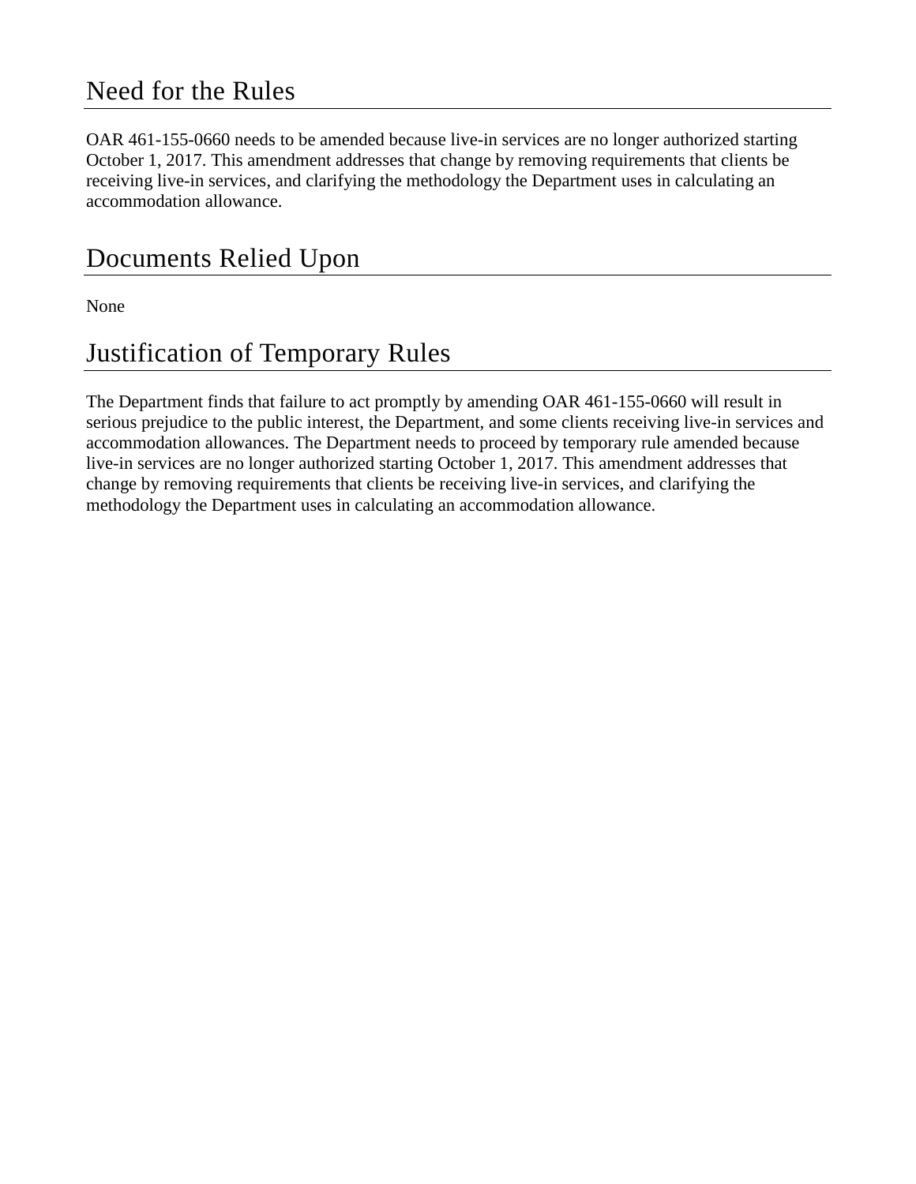## Need for the Rules

OAR 461-155-0660 needs to be amended because live-in services are no longer authorized starting October 1, 2017. This amendment addresses that change by removing requirements that clients be receiving live-in services, and clarifying the methodology the Department uses in calculating an accommodation allowance.

## Documents Relied Upon

None

## Justification of Temporary Rules

The Department finds that failure to act promptly by amending OAR 461-155-0660 will result in serious prejudice to the public interest, the Department, and some clients receiving live-in services and accommodation allowances. The Department needs to proceed by temporary rule amended because live-in services are no longer authorized starting October 1, 2017. This amendment addresses that change by removing requirements that clients be receiving live-in services, and clarifying the methodology the Department uses in calculating an accommodation allowance.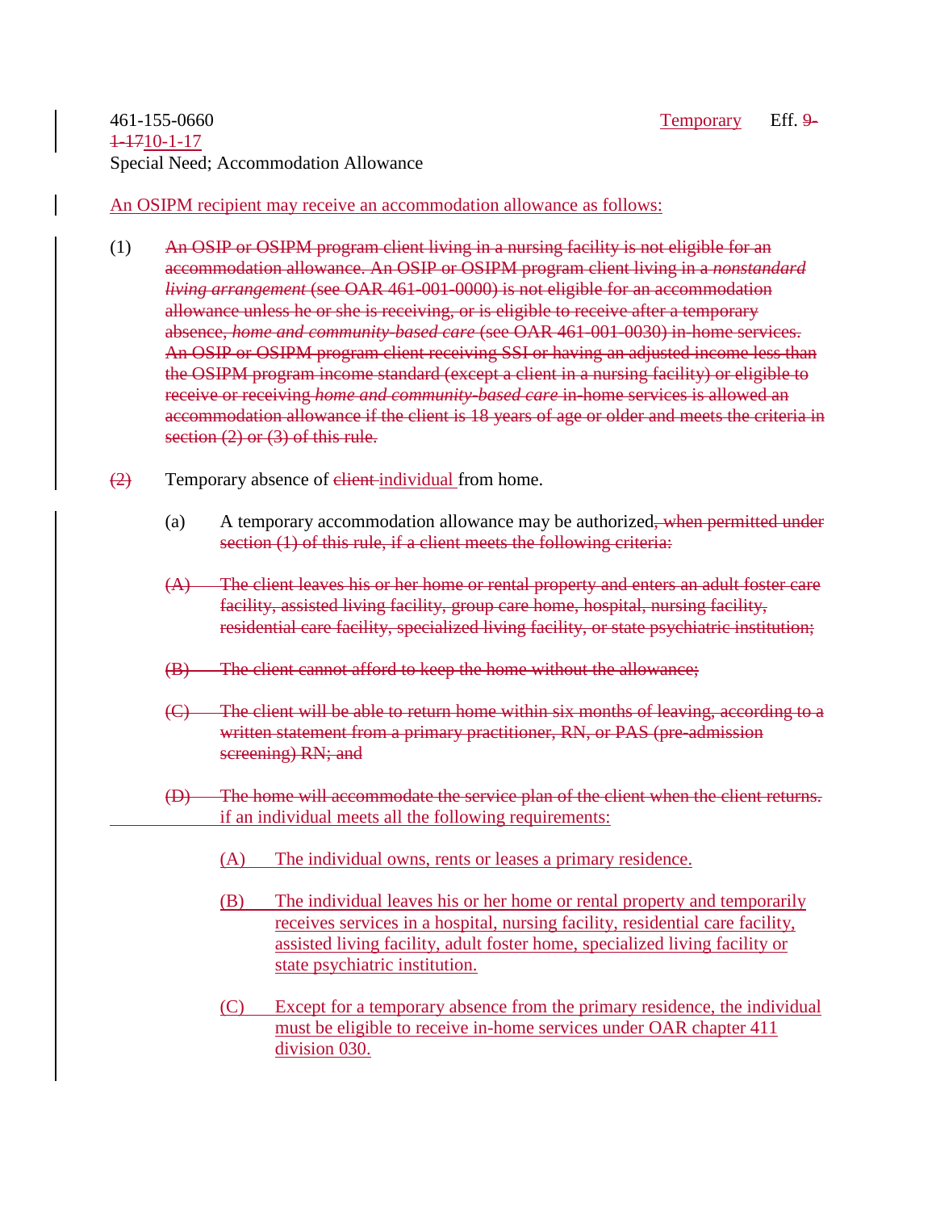461-155-0660 ~~9-1-17~~10-1-17 Temporary Eff.

Special Need; Accommodation Allowance

An OSIPM recipient may receive an accommodation allowance as follows:

(1) ~~An OSIP or OSIPM program client living in a nursing facility is not eligible for an accommodation allowance. An OSIP or OSIPM program client living in a *nonstandard living arrangement* (see OAR 461-001-0000) is not eligible for an accommodation allowance unless he or she is receiving, or is eligible to receive after a temporary absence, *home and community-based care* (see OAR 461-001-0030) in-home services. An OSIP or OSIPM program client receiving SSI or having an adjusted income less than the OSIPM program income standard (except a client in a nursing facility) or eligible to receive or receiving *home and community-based care* in-home services is allowed an accommodation allowance if the client is 18 years of age or older and meets the criteria in section (2) or (3) of this rule.~~

~~(2)~~ Temporary absence of ~~client~~ individual from home.

(a) A temporary accommodation allowance may be authorized~~, when permitted under section (1) of this rule, if a client meets the following criteria:~~

~~(A) The client leaves his or her home or rental property and enters an adult foster care facility, assisted living facility, group care home, hospital, nursing facility, residential care facility, specialized living facility, or state psychiatric institution;~~

~~(B) The client cannot afford to keep the home without the allowance;~~

~~(C) The client will be able to return home within six months of leaving, according to a written statement from a primary practitioner, RN, or PAS (pre-admission screening) RN; and~~

~~(D) The home will accommodate the service plan of the client when the client returns.~~ if an individual meets all the following requirements:

(A) The individual owns, rents or leases a primary residence.

(B) The individual leaves his or her home or rental property and temporarily receives services in a hospital, nursing facility, residential care facility, assisted living facility, adult foster home, specialized living facility or state psychiatric institution.

(C) Except for a temporary absence from the primary residence, the individual must be eligible to receive in-home services under OAR chapter 411 division 030.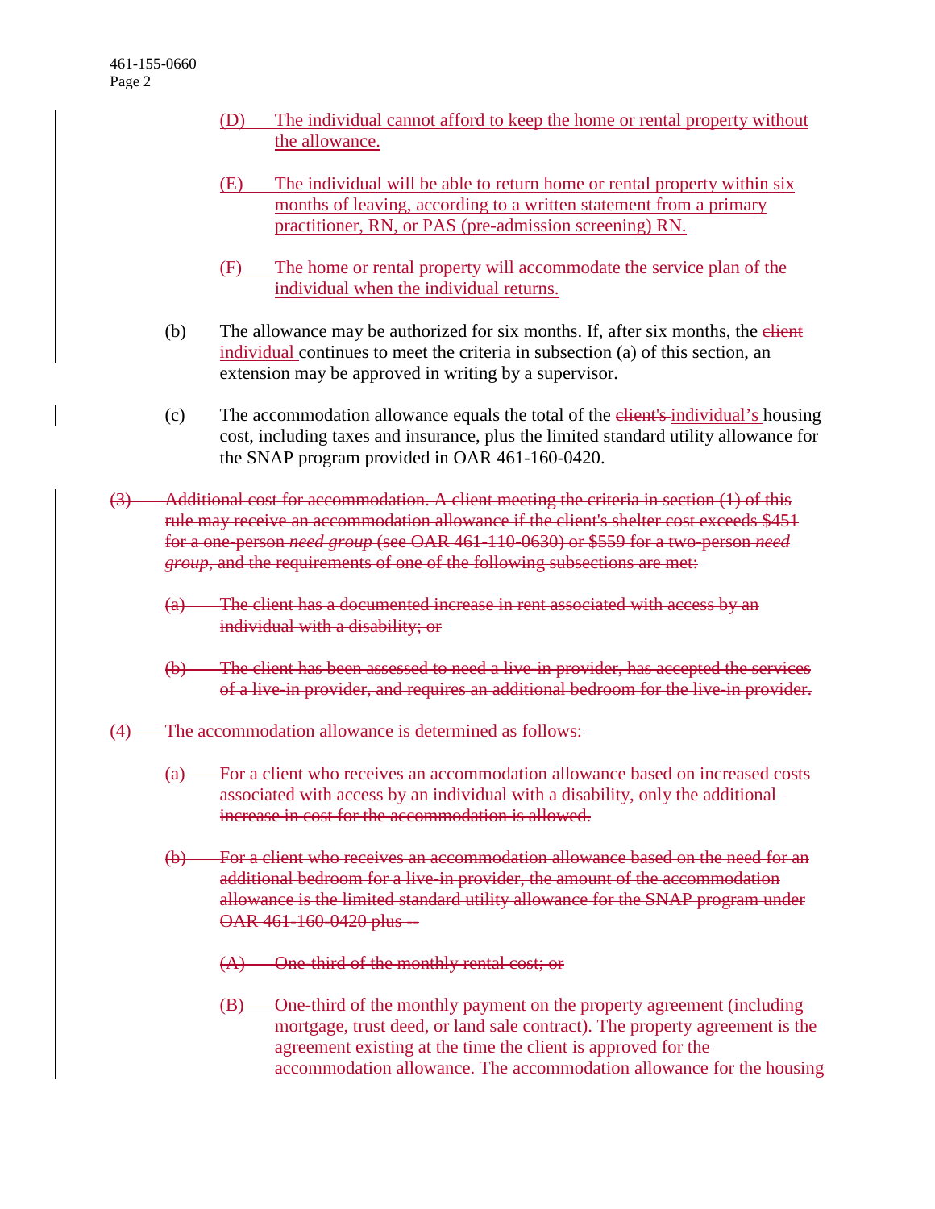(D) The individual cannot afford to keep the home or rental property without the allowance.

(E) The individual will be able to return home or rental property within six months of leaving, according to a written statement from a primary practitioner, RN, or PAS (pre-admission screening) RN.

(F) The home or rental property will accommodate the service plan of the individual when the individual returns.

(b) The allowance may be authorized for six months. If, after six months, the ~~client~~ individual continues to meet the criteria in subsection (a) of this section, an extension may be approved in writing by a supervisor.

(c) The accommodation allowance equals the total of the ~~client's~~ individual's housing cost, including taxes and insurance, plus the limited standard utility allowance for the SNAP program provided in OAR 461-160-0420.

~~(3) Additional cost for accommodation. A client meeting the criteria in section (1) of this rule may receive an accommodation allowance if the client's shelter cost exceeds $451 for a one-person *need group* (see OAR 461-110-0630) or $559 for a two-person *need group*, and the requirements of one of the following subsections are met:~~

~~(a) The client has a documented increase in rent associated with access by an individual with a disability; or~~

~~(b) The client has been assessed to need a live-in provider, has accepted the services of a live-in provider, and requires an additional bedroom for the live-in provider.~~

~~(4) The accommodation allowance is determined as follows:~~

~~(a) For a client who receives an accommodation allowance based on increased costs associated with access by an individual with a disability, only the additional increase in cost for the accommodation is allowed.~~

~~(b) For a client who receives an accommodation allowance based on the need for an additional bedroom for a live-in provider, the amount of the accommodation allowance is the limited standard utility allowance for the SNAP program under OAR 461-160-0420 plus --~~

~~(A) One-third of the monthly rental cost; or~~

~~(B) One-third of the monthly payment on the property agreement (including mortgage, trust deed, or land sale contract). The property agreement is the agreement existing at the time the client is approved for the accommodation allowance. The accommodation allowance for the housing~~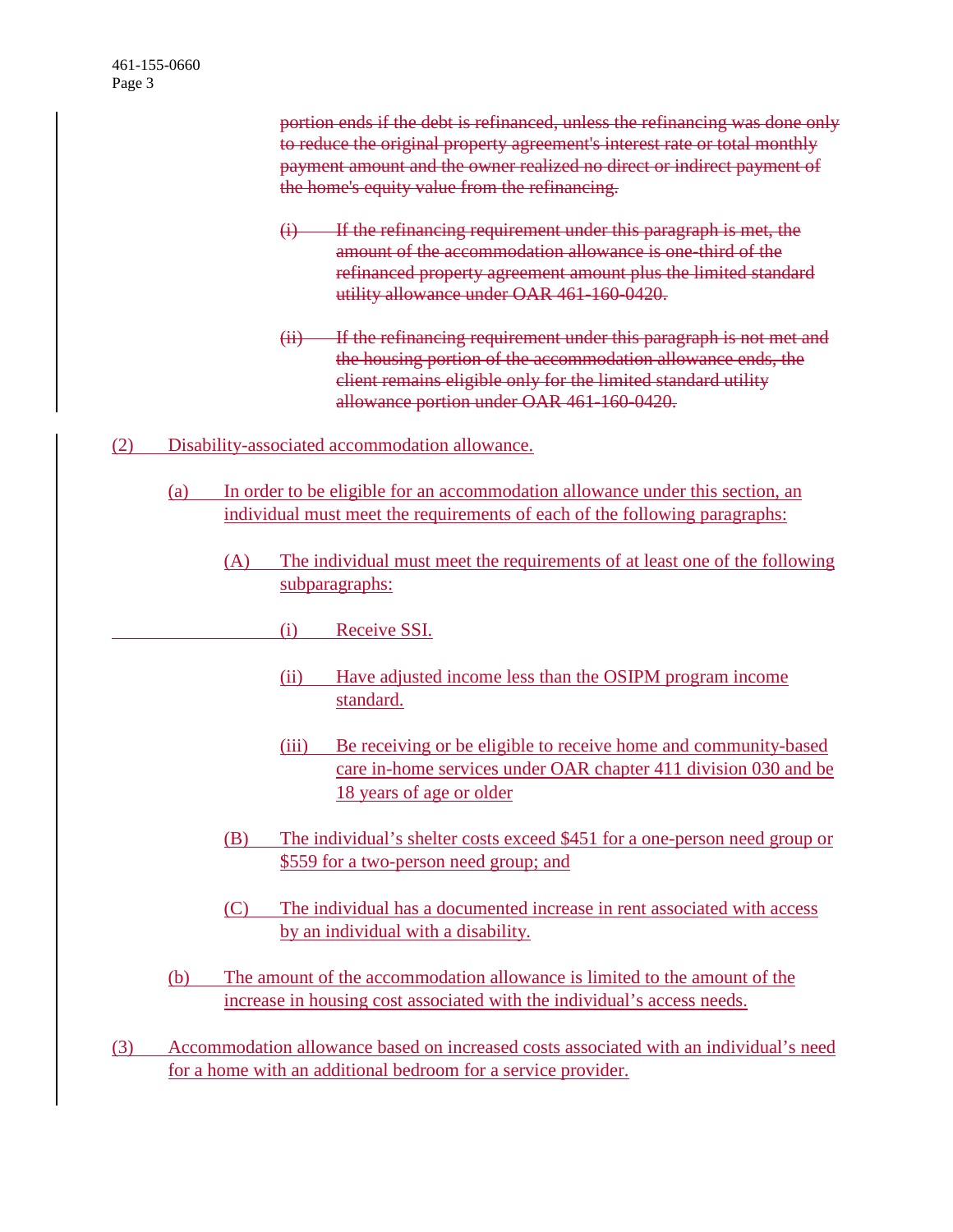~~portion ends if the debt is refinanced, unless the refinancing was done only to reduce the original property agreement's interest rate or total monthly payment amount and the owner realized no direct or indirect payment of the home's equity value from the refinancing.~~

~~(i) If the refinancing requirement under this paragraph is met, the amount of the accommodation allowance is one-third of the refinanced property agreement amount plus the limited standard utility allowance under OAR 461-160-0420.~~

~~(ii) If the refinancing requirement under this paragraph is not met and the housing portion of the accommodation allowance ends, the client remains eligible only for the limited standard utility allowance portion under OAR 461-160-0420.~~

<u>(2) Disability-associated accommodation allowance.</u>

<u>(a) In order to be eligible for an accommodation allowance under this section, an individual must meet the requirements of each of the following paragraphs:</u>

<u>(A) The individual must meet the requirements of at least one of the following subparagraphs:</u>

<u>(i) Receive SSI.</u>

<u>(ii) Have adjusted income less than the OSIPM program income standard.</u>

<u>(iii) Be receiving or be eligible to receive home and community-based care in-home services under OAR chapter 411 division 030 and be 18 years of age or older</u>

<u>(B) The individual's shelter costs exceed $451 for a one-person need group or $559 for a two-person need group; and</u>

<u>(C) The individual has a documented increase in rent associated with access by an individual with a disability.</u>

<u>(b) The amount of the accommodation allowance is limited to the amount of the increase in housing cost associated with the individual's access needs.</u>

<u>(3) Accommodation allowance based on increased costs associated with an individual's need for a home with an additional bedroom for a service provider.</u>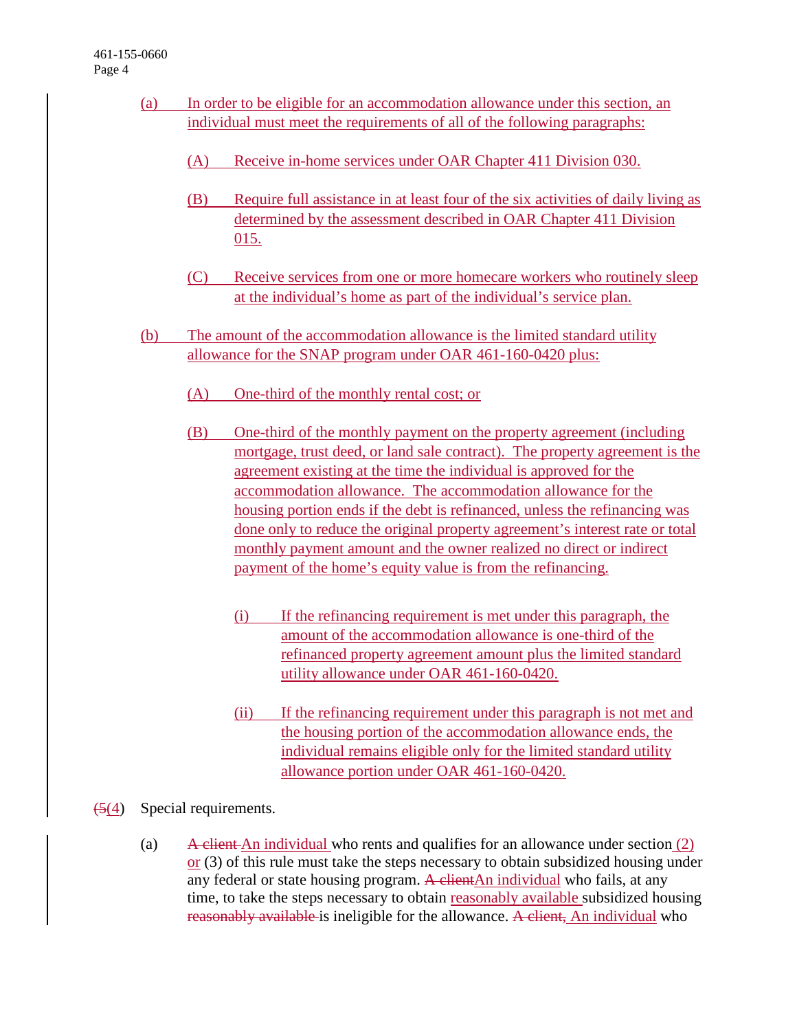(a) In order to be eligible for an accommodation allowance under this section, an individual must meet the requirements of all of the following paragraphs:

(A) Receive in-home services under OAR Chapter 411 Division 030.

(B) Require full assistance in at least four of the six activities of daily living as determined by the assessment described in OAR Chapter 411 Division 015.

(C) Receive services from one or more homecare workers who routinely sleep at the individual's home as part of the individual's service plan.

(b) The amount of the accommodation allowance is the limited standard utility allowance for the SNAP program under OAR 461-160-0420 plus:

(A) One-third of the monthly rental cost; or

(B) One-third of the monthly payment on the property agreement (including mortgage, trust deed, or land sale contract). The property agreement is the agreement existing at the time the individual is approved for the accommodation allowance. The accommodation allowance for the housing portion ends if the debt is refinanced, unless the refinancing was done only to reduce the original property agreement's interest rate or total monthly payment amount and the owner realized no direct or indirect payment of the home's equity value is from the refinancing.

(i) If the refinancing requirement is met under this paragraph, the amount of the accommodation allowance is one-third of the refinanced property agreement amount plus the limited standard utility allowance under OAR 461-160-0420.

(ii) If the refinancing requirement under this paragraph is not met and the housing portion of the accommodation allowance ends, the individual remains eligible only for the limited standard utility allowance portion under OAR 461-160-0420.

~~(5~~(4) Special requirements.

(a) ~~A client~~ An individual who rents and qualifies for an allowance under section (2) or (3) of this rule must take the steps necessary to obtain subsidized housing under any federal or state housing program. ~~A client~~An individual who fails, at any time, to take the steps necessary to obtain reasonably available subsidized housing ~~reasonably available~~ is ineligible for the allowance. ~~A client,~~ An individual who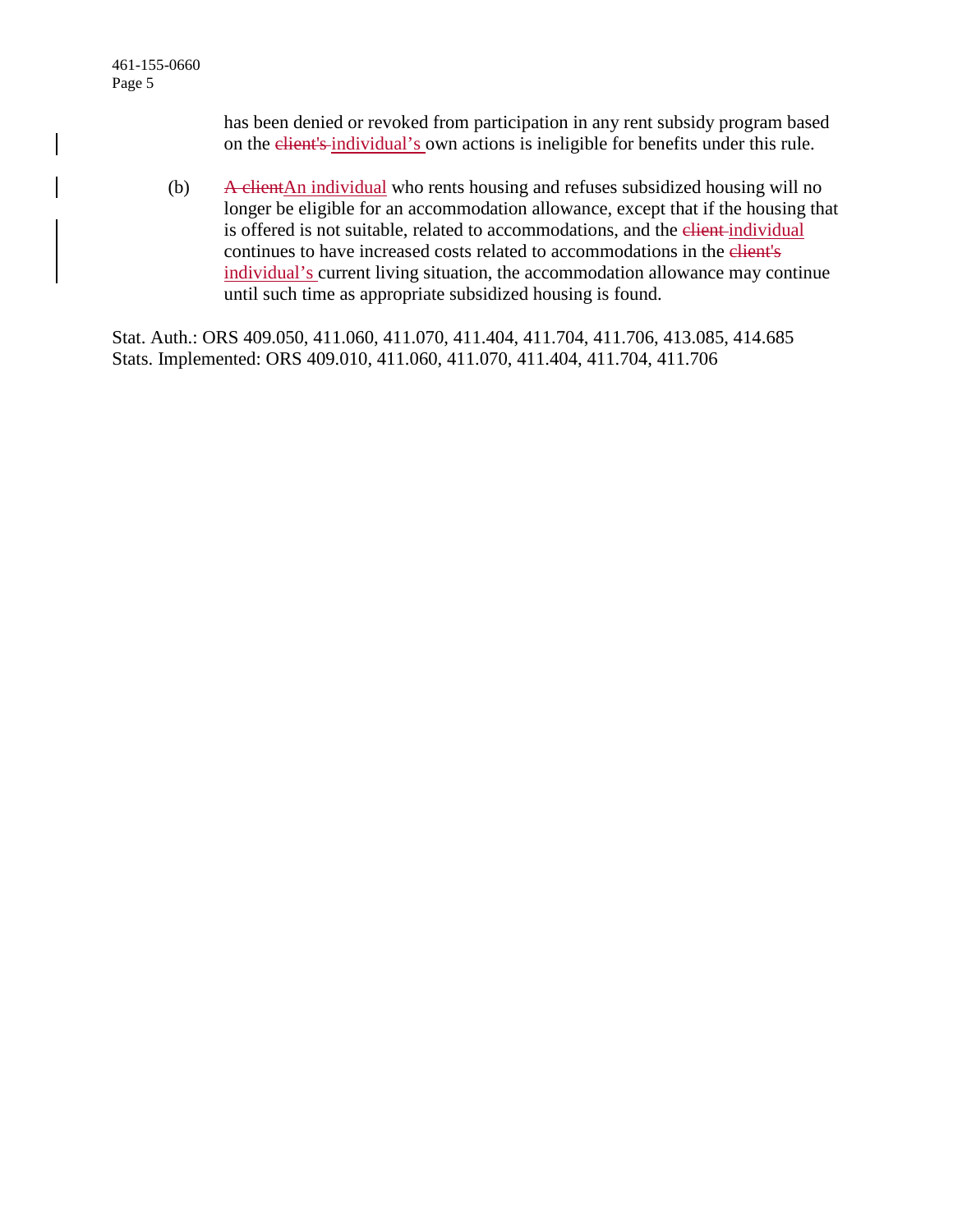has been denied or revoked from participation in any rent subsidy program based on the ~~client's~~ individual's own actions is ineligible for benefits under this rule.

(b) ~~A client~~An individual who rents housing and refuses subsidized housing will no longer be eligible for an accommodation allowance, except that if the housing that is offered is not suitable, related to accommodations, and the ~~client~~ individual continues to have increased costs related to accommodations in the ~~client's~~ individual's current living situation, the accommodation allowance may continue until such time as appropriate subsidized housing is found.

Stat. Auth.: ORS 409.050, 411.060, 411.070, 411.404, 411.704, 411.706, 413.085, 414.685
Stats. Implemented: ORS 409.010, 411.060, 411.070, 411.404, 411.704, 411.706